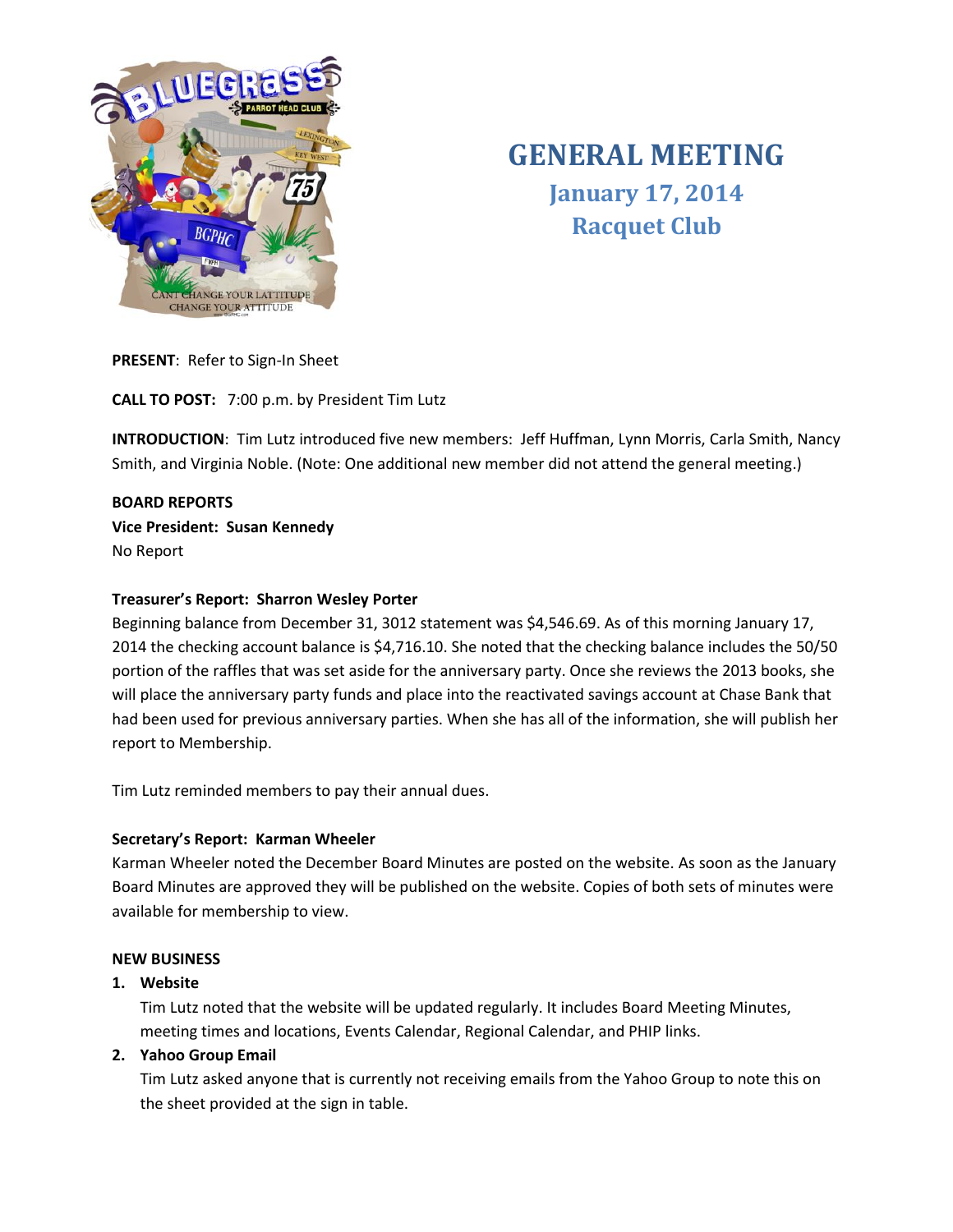# GENERAL MEETING

## January 17, 2014

## Racquet Club

**PRESENT**: Refer to Sign-In Sheet

**CALL TO POST:** 7:00 p.m. by President Tim Lutz

**INTRODUCTION**: Tim Lutz introduced five new members: Jeff Huffman, Lynn Morris, Carla Smith, Nancy Smith, and Virginia Noble. (Note: One additional new member did not attend the general meeting.)

**BOARD REPORTS**

**Vice President: Susan Kennedy**

No Report

**Treasurer's Report: Sharron Wesley Porter**

Beginning balance from December 31, 3012 statement was $4,546.69. As of this morning January 17, 2014 the checking account balance is $4,716.10. She noted that the checking balance includes the 50/50 portion of the raffles that was set aside for the anniversary party. Once she reviews the 2013 books, she will place the anniversary party funds and place into the reactivated savings account at Chase Bank that had been used for previous anniversary parties. When she has all of the information, she will publish her report to Membership.

Tim Lutz reminded members to pay their annual dues.

**Secretary's Report: Karman Wheeler**

Karman Wheeler noted the December Board Minutes are posted on the website. As soon as the January Board Minutes are approved they will be published on the website. Copies of both sets of minutes were available for membership to view.

**NEW BUSINESS**

1. **Website**

   Tim Lutz noted that the website will be updated regularly. It includes Board Meeting Minutes, meeting times and locations, Events Calendar, Regional Calendar, and PHIP links.

2. **Yahoo Group Email**

   Tim Lutz asked anyone that is currently not receiving emails from the Yahoo Group to note this on the sheet provided at the sign in table.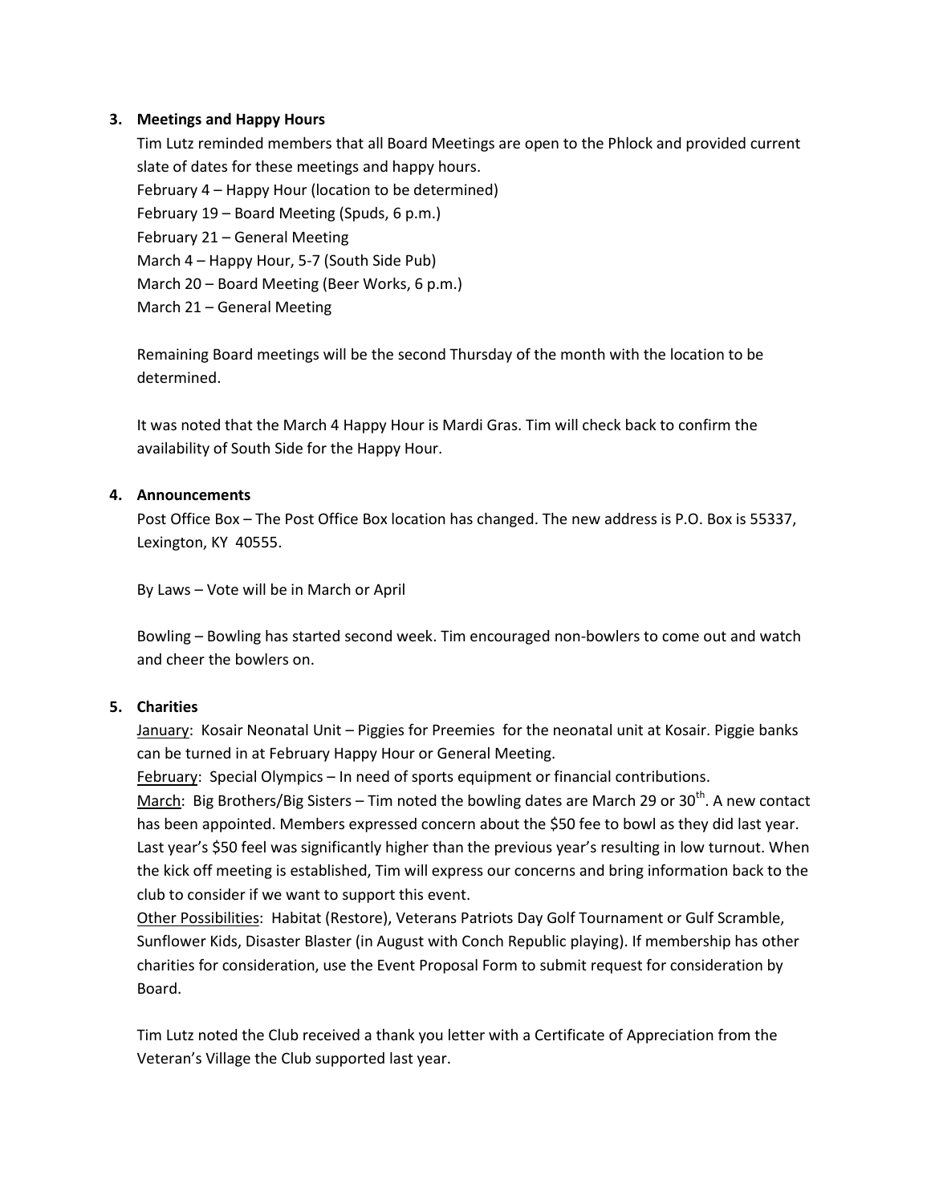3. **Meetings and Happy Hours**

   Tim Lutz reminded members that all Board Meetings are open to the Phlock and provided current slate of dates for these meetings and happy hours.
   February 4 – Happy Hour (location to be determined)
   February 19 – Board Meeting (Spuds, 6 p.m.)
   February 21 – General Meeting
   March 4 – Happy Hour, 5-7 (South Side Pub)
   March 20 – Board Meeting (Beer Works, 6 p.m.)
   March 21 – General Meeting

   Remaining Board meetings will be the second Thursday of the month with the location to be determined.

   It was noted that the March 4 Happy Hour is Mardi Gras. Tim will check back to confirm the availability of South Side for the Happy Hour.

4. **Announcements**

   Post Office Box – The Post Office Box location has changed. The new address is P.O. Box is 55337, Lexington, KY 40555.

   By Laws – Vote will be in March or April

   Bowling – Bowling has started second week. Tim encouraged non-bowlers to come out and watch and cheer the bowlers on.

5. **Charities**

   January: Kosair Neonatal Unit – Piggies for Preemies for the neonatal unit at Kosair. Piggie banks can be turned in at February Happy Hour or General Meeting.
   February: Special Olympics – In need of sports equipment or financial contributions.
   March: Big Brothers/Big Sisters – Tim noted the bowling dates are March 29 or 30th. A new contact has been appointed. Members expressed concern about the $50 fee to bowl as they did last year. Last year's $50 feel was significantly higher than the previous year's resulting in low turnout. When the kick off meeting is established, Tim will express our concerns and bring information back to the club to consider if we want to support this event.
   Other Possibilities: Habitat (Restore), Veterans Patriots Day Golf Tournament or Gulf Scramble, Sunflower Kids, Disaster Blaster (in August with Conch Republic playing). If membership has other charities for consideration, use the Event Proposal Form to submit request for consideration by Board.

   Tim Lutz noted the Club received a thank you letter with a Certificate of Appreciation from the Veteran's Village the Club supported last year.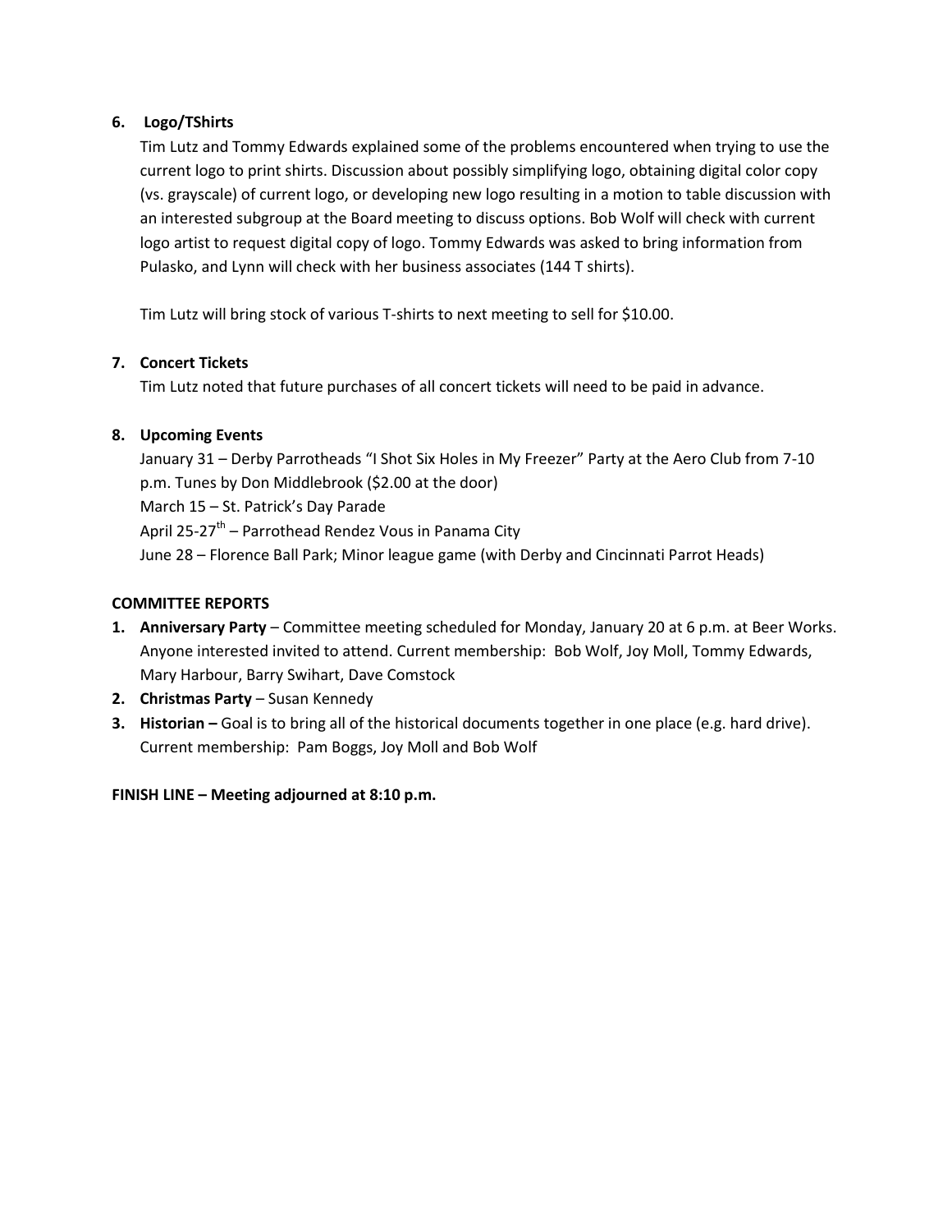6. **Logo/TShirts**

   Tim Lutz and Tommy Edwards explained some of the problems encountered when trying to use the current logo to print shirts. Discussion about possibly simplifying logo, obtaining digital color copy (vs. grayscale) of current logo, or developing new logo resulting in a motion to table discussion with an interested subgroup at the Board meeting to discuss options. Bob Wolf will check with current logo artist to request digital copy of logo. Tommy Edwards was asked to bring information from Pulasko, and Lynn will check with her business associates (144 T shirts).

   Tim Lutz will bring stock of various T-shirts to next meeting to sell for $10.00.

7. **Concert Tickets**

   Tim Lutz noted that future purchases of all concert tickets will need to be paid in advance.

8. **Upcoming Events**

   January 31 – Derby Parrotheads "I Shot Six Holes in My Freezer" Party at the Aero Club from 7-10 p.m. Tunes by Don Middlebrook ($2.00 at the door)
   March 15 – St. Patrick's Day Parade
   April 25-27th – Parrothead Rendez Vous in Panama City
   June 28 – Florence Ball Park; Minor league game (with Derby and Cincinnati Parrot Heads)

**COMMITTEE REPORTS**

1. **Anniversary Party** – Committee meeting scheduled for Monday, January 20 at 6 p.m. at Beer Works. Anyone interested invited to attend. Current membership: Bob Wolf, Joy Moll, Tommy Edwards, Mary Harbour, Barry Swihart, Dave Comstock
2. **Christmas Party** – Susan Kennedy
3. **Historian –** Goal is to bring all of the historical documents together in one place (e.g. hard drive). Current membership: Pam Boggs, Joy Moll and Bob Wolf

**FINISH LINE – Meeting adjourned at 8:10 p.m.**